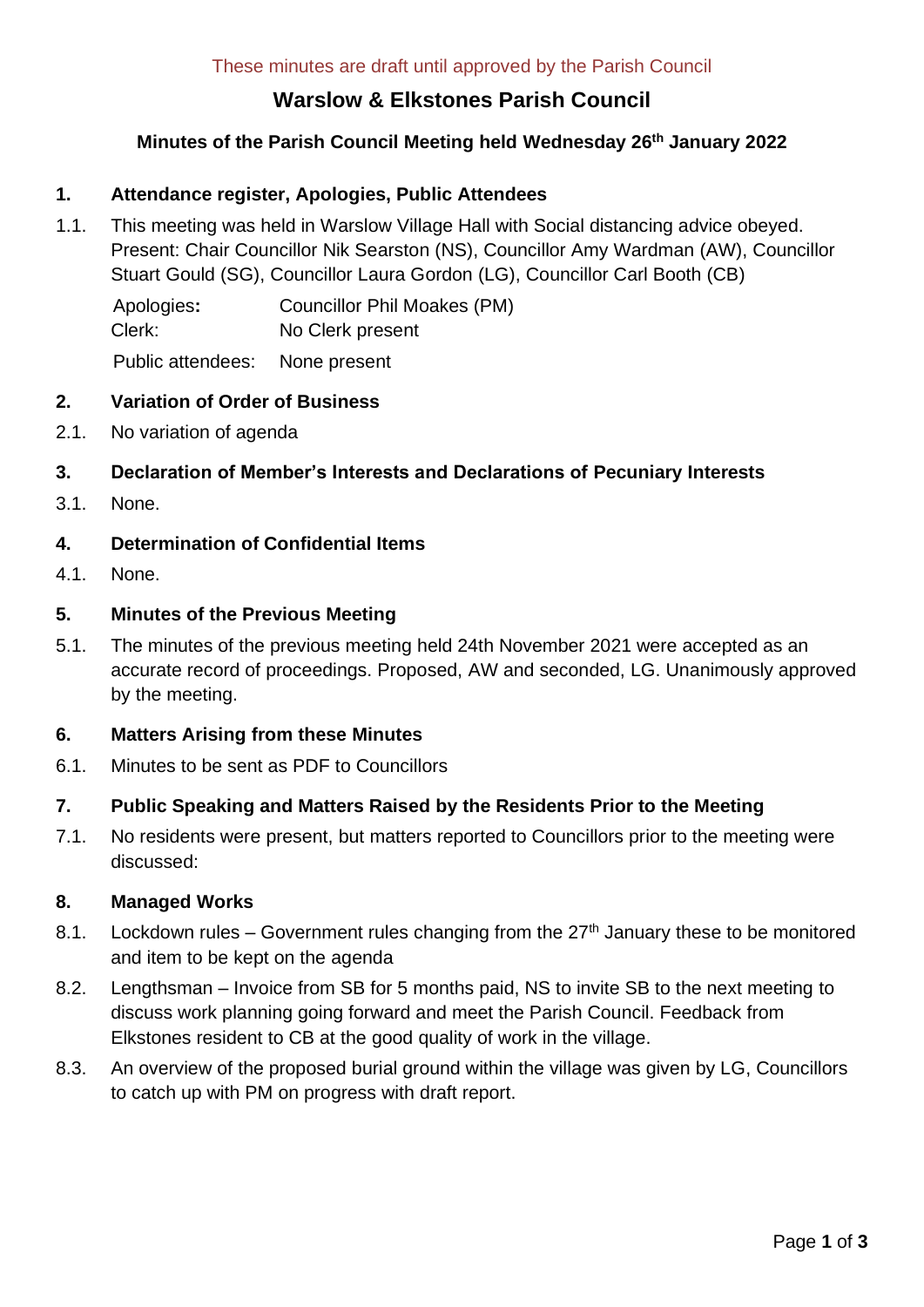These minutes are draft until approved by the Parish Council

# Warslow & Elkstones Parish Council

## Minutes of the Parish Council Meeting held Wednesday 26th January 2022

### 1. Attendance register, Apologies, Public Attendees

1.1. This meeting was held in Warslow Village Hall with Social distancing advice obeyed. Present: Chair Councillor Nik Searston (NS), Councillor Amy Wardman (AW), Councillor Stuart Gould (SG), Councillor Laura Gordon (LG), Councillor Carl Booth (CB)

| | |
|---|---|
| Apologies**:** | Councillor Phil Moakes (PM) |
| Clerk: | No Clerk present |
| Public attendees: | None present |

### 2. Variation of Order of Business

2.1. No variation of agenda

### 3. Declaration of Member's Interests and Declarations of Pecuniary Interests

3.1. None.

### 4. Determination of Confidential Items

4.1. None.

### 5. Minutes of the Previous Meeting

5.1. The minutes of the previous meeting held 24th November 2021 were accepted as an accurate record of proceedings. Proposed, AW and seconded, LG. Unanimously approved by the meeting.

### 6. Matters Arising from these Minutes

6.1. Minutes to be sent as PDF to Councillors

### 7. Public Speaking and Matters Raised by the Residents Prior to the Meeting

7.1. No residents were present, but matters reported to Councillors prior to the meeting were discussed:

### 8. Managed Works

8.1. Lockdown rules – Government rules changing from the 27th January these to be monitored and item to be kept on the agenda

8.2. Lengthsman – Invoice from SB for 5 months paid, NS to invite SB to the next meeting to discuss work planning going forward and meet the Parish Council. Feedback from Elkstones resident to CB at the good quality of work in the village.

8.3. An overview of the proposed burial ground within the village was given by LG, Councillors to catch up with PM on progress with draft report.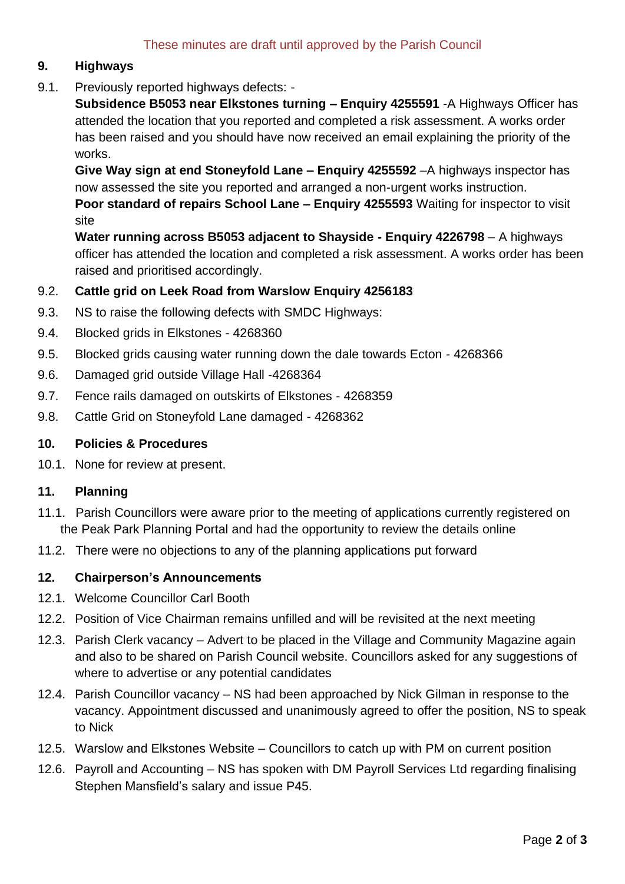These minutes are draft until approved by the Parish Council

## 9. Highways

9.1. Previously reported highways defects: -

**Subsidence B5053 near Elkstones turning – Enquiry 4255591** -A Highways Officer has attended the location that you reported and completed a risk assessment. A works order has been raised and you should have now received an email explaining the priority of the works.

**Give Way sign at end Stoneyfold Lane – Enquiry 4255592** –A highways inspector has now assessed the site you reported and arranged a non-urgent works instruction.

**Poor standard of repairs School Lane – Enquiry 4255593** Waiting for inspector to visit site

**Water running across B5053 adjacent to Shayside - Enquiry 4226798** – A highways officer has attended the location and completed a risk assessment. A works order has been raised and prioritised accordingly.

9.2. **Cattle grid on Leek Road from Warslow Enquiry 4256183**

9.3. NS to raise the following defects with SMDC Highways:

9.4. Blocked grids in Elkstones - 4268360

9.5. Blocked grids causing water running down the dale towards Ecton - 4268366

9.6. Damaged grid outside Village Hall -4268364

9.7. Fence rails damaged on outskirts of Elkstones - 4268359

9.8. Cattle Grid on Stoneyfold Lane damaged - 4268362

## 10. Policies & Procedures

10.1. None for review at present.

## 11. Planning

11.1. Parish Councillors were aware prior to the meeting of applications currently registered on the Peak Park Planning Portal and had the opportunity to review the details online

11.2. There were no objections to any of the planning applications put forward

## 12. Chairperson's Announcements

12.1. Welcome Councillor Carl Booth

12.2. Position of Vice Chairman remains unfilled and will be revisited at the next meeting

12.3. Parish Clerk vacancy – Advert to be placed in the Village and Community Magazine again and also to be shared on Parish Council website. Councillors asked for any suggestions of where to advertise or any potential candidates

12.4. Parish Councillor vacancy – NS had been approached by Nick Gilman in response to the vacancy. Appointment discussed and unanimously agreed to offer the position, NS to speak to Nick

12.5. Warslow and Elkstones Website – Councillors to catch up with PM on current position

12.6. Payroll and Accounting – NS has spoken with DM Payroll Services Ltd regarding finalising Stephen Mansfield's salary and issue P45.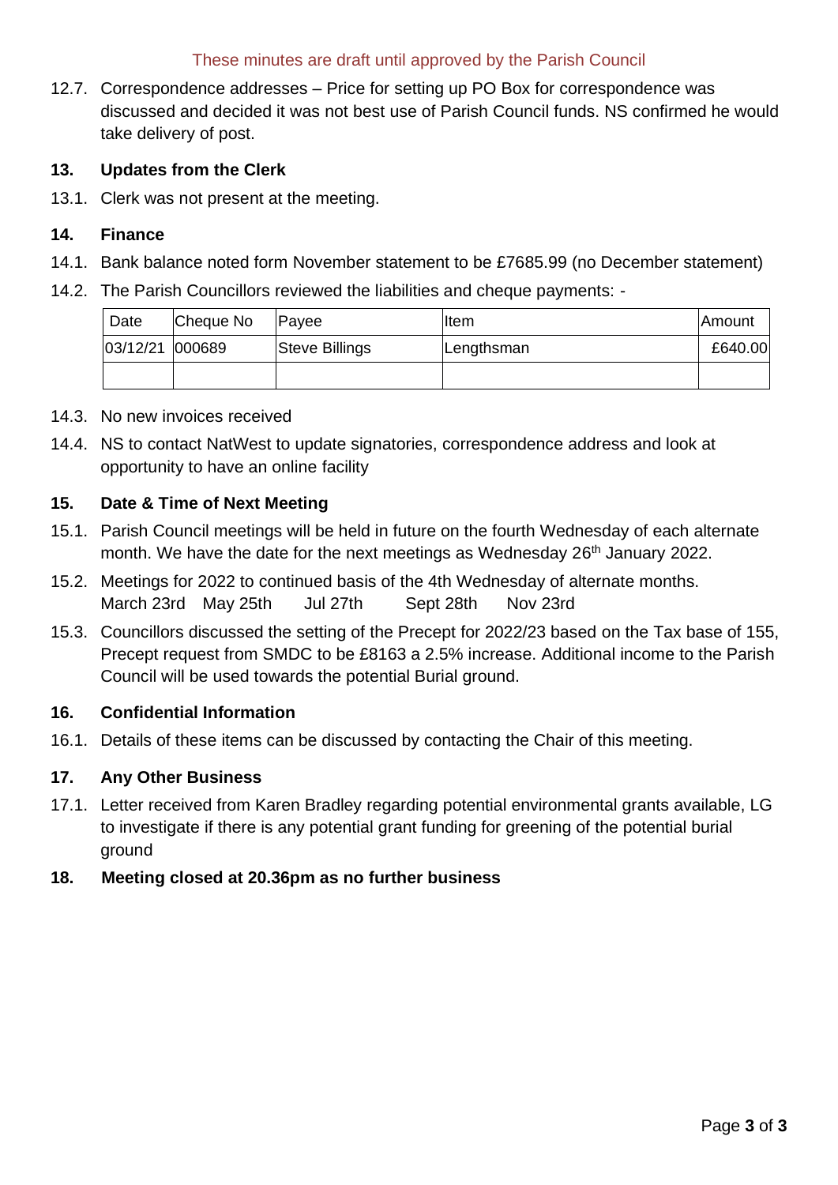These minutes are draft until approved by the Parish Council

12.7. Correspondence addresses – Price for setting up PO Box for correspondence was discussed and decided it was not best use of Parish Council funds. NS confirmed he would take delivery of post.

**13. Updates from the Clerk**

13.1. Clerk was not present at the meeting.

**14. Finance**

14.1. Bank balance noted form November statement to be £7685.99 (no December statement)

14.2. The Parish Councillors reviewed the liabilities and cheque payments: -

| Date | Cheque No | Payee | Item | Amount |
|---|---|---|---|---|
| 03/12/21 | 000689 | Steve Billings | Lengthsman | £640.00 |
| | | | | |

14.3. No new invoices received

14.4. NS to contact NatWest to update signatories, correspondence address and look at opportunity to have an online facility

**15. Date & Time of Next Meeting**

15.1. Parish Council meetings will be held in future on the fourth Wednesday of each alternate month. We have the date for the next meetings as Wednesday 26th January 2022.

15.2. Meetings for 2022 to continued basis of the 4th Wednesday of alternate months.
March 23rd May 25th Jul 27th Sept 28th Nov 23rd

15.3. Councillors discussed the setting of the Precept for 2022/23 based on the Tax base of 155, Precept request from SMDC to be £8163 a 2.5% increase. Additional income to the Parish Council will be used towards the potential Burial ground.

**16. Confidential Information**

16.1. Details of these items can be discussed by contacting the Chair of this meeting.

**17. Any Other Business**

17.1. Letter received from Karen Bradley regarding potential environmental grants available, LG to investigate if there is any potential grant funding for greening of the potential burial ground

**18. Meeting closed at 20.36pm as no further business**